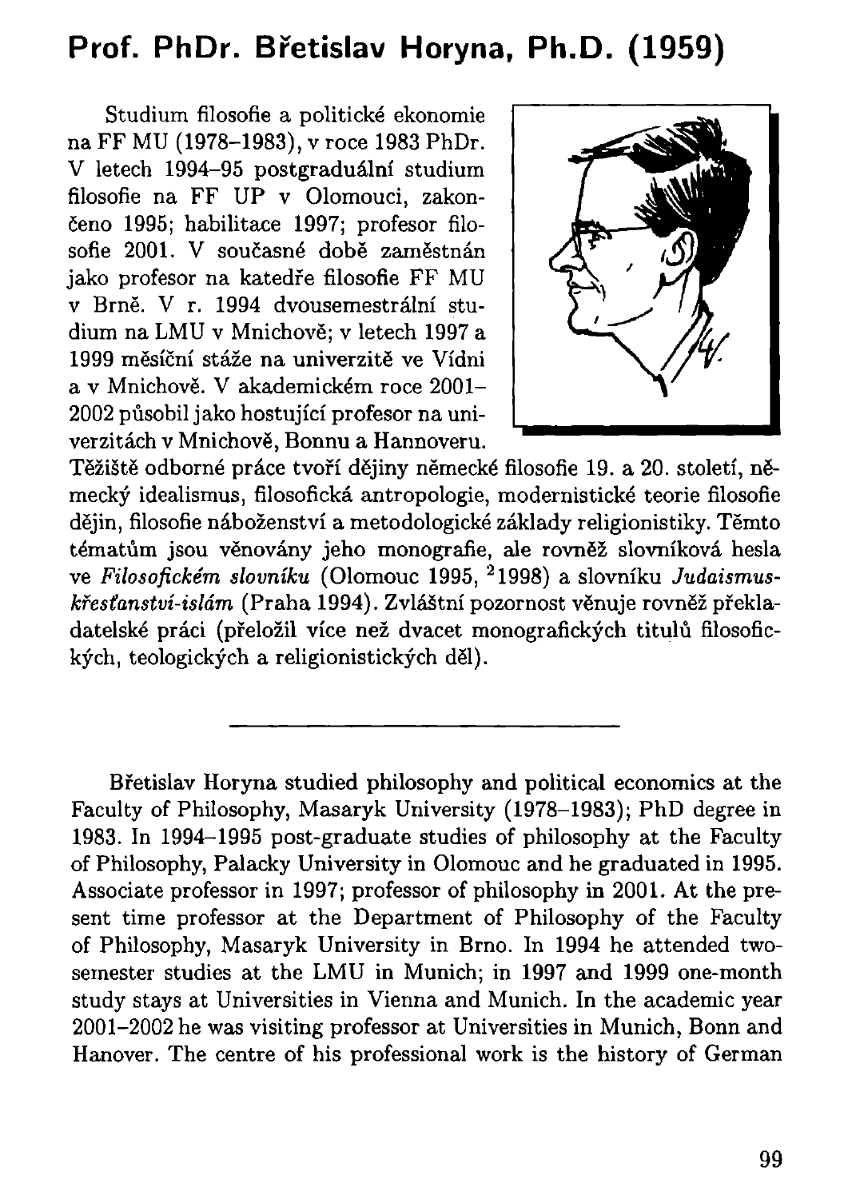## Prof. PhDr. Břetislav Horyna, Ph.D. (1959)

Studium filosofie a politické ekonomie na FF MU (1978–1983), v roce 1983 PhDr. V letech 1994–95 postgraduální studium filosofie na FF UP v Olomouci, zakončeno 1995; habilitace 1997; profesor filosofie 2001. V současné době zaměstnán jako profesor na katedře filosofie FF MU v Brně. V r. 1994 dvousemestrální studium na LMU v Mnichově; v letech 1997 a 1999 měsíční stáže na univerzitě ve Vídni a v Mnichově. V akademickém roce 2001–2002 působil jako hostující profesor na univerzitách v Mnichově, Bonnu a Hannoveru. Těžiště odborné práce tvoří dějiny německé filosofie 19. a 20. století, německý idealismus, filosofická antropologie, modernistické teorie filosofie dějin, filosofie náboženství a metodologické základy religionistiky. Těmto tématům jsou věnovány jeho monografie, ale rovněž slovníková hesla ve *Filosofickém slovníku* (Olomouc 1995, $^{2}$1998) a slovníku *Judaismus-křesťanství-islám* (Praha 1994). Zvláštní pozornost věnuje rovněž překladatelské práci (přeložil více než dvacet monografických titulů filosofických, teologických a religionistických děl).

---

Břetislav Horyna studied philosophy and political economics at the Faculty of Philosophy, Masaryk University (1978–1983); PhD degree in 1983. In 1994–1995 post-graduate studies of philosophy at the Faculty of Philosophy, Palacky University in Olomouc and he graduated in 1995. Associate professor in 1997; professor of philosophy in 2001. At the present time professor at the Department of Philosophy of the Faculty of Philosophy, Masaryk University in Brno. In 1994 he attended two-semester studies at the LMU in Munich; in 1997 and 1999 one-month study stays at Universities in Vienna and Munich. In the academic year 2001–2002 he was visiting professor at Universities in Munich, Bonn and Hanover. The centre of his professional work is the history of German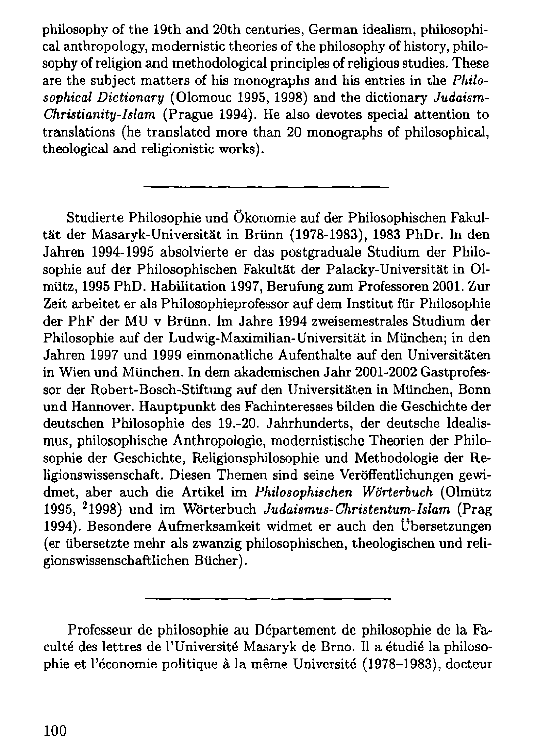philosophy of the 19th and 20th centuries, German idealism, philosophical anthropology, modernistic theories of the philosophy of history, philosophy of religion and methodological principles of religious studies. These are the subject matters of his monographs and his entries in the *Philosophical Dictionary* (Olomouc 1995, 1998) and the dictionary *Judaism-Christianity-Islam* (Prague 1994). He also devotes special attention to translations (he translated more than 20 monographs of philosophical, theological and religionistic works).

---

Studierte Philosophie und Ökonomie auf der Philosophischen Fakultät der Masaryk-Universität in Brünn (1978-1983), 1983 PhDr. In den Jahren 1994-1995 absolvierte er das postgraduale Studium der Philosophie auf der Philosophischen Fakultät der Palacky-Universität in Olmütz, 1995 PhD. Habilitation 1997, Berufung zum Professoren 2001. Zur Zeit arbeitet er als Philosophieprofessor auf dem Institut für Philosophie der PhF der MU v Brünn. Im Jahre 1994 zweisemestrales Studium der Philosophie auf der Ludwig-Maximilian-Universität in München; in den Jahren 1997 und 1999 einmonatliche Aufenthalte auf den Universitäten in Wien und München. In dem akademischen Jahr 2001-2002 Gastprofessor der Robert-Bosch-Stiftung auf den Universitäten in München, Bonn und Hannover. Hauptpunkt des Fachinteresses bilden die Geschichte der deutschen Philosophie des 19.-20. Jahrhunderts, der deutsche Idealismus, philosophische Anthropologie, modernistische Theorien der Philosophie der Geschichte, Religionsphilosophie und Methodologie der Religionswissenschaft. Diesen Themen sind seine Veröffentlichungen gewidmet, aber auch die Artikel im *Philosophischen Wörterbuch* (Olmütz 1995, [2]1998) und im Wörterbuch *Judaismus-Christentum-Islam* (Prag 1994). Besondere Aufmerksamkeit widmet er auch den Übersetzungen (er übersetzte mehr als zwanzig philosophischen, theologischen und religionswissenschaftlichen Bücher).

---

Professeur de philosophie au Département de philosophie de la Faculté des lettres de l'Université Masaryk de Brno. Il a étudié la philosophie et l'économie politique à la même Université (1978–1983), docteur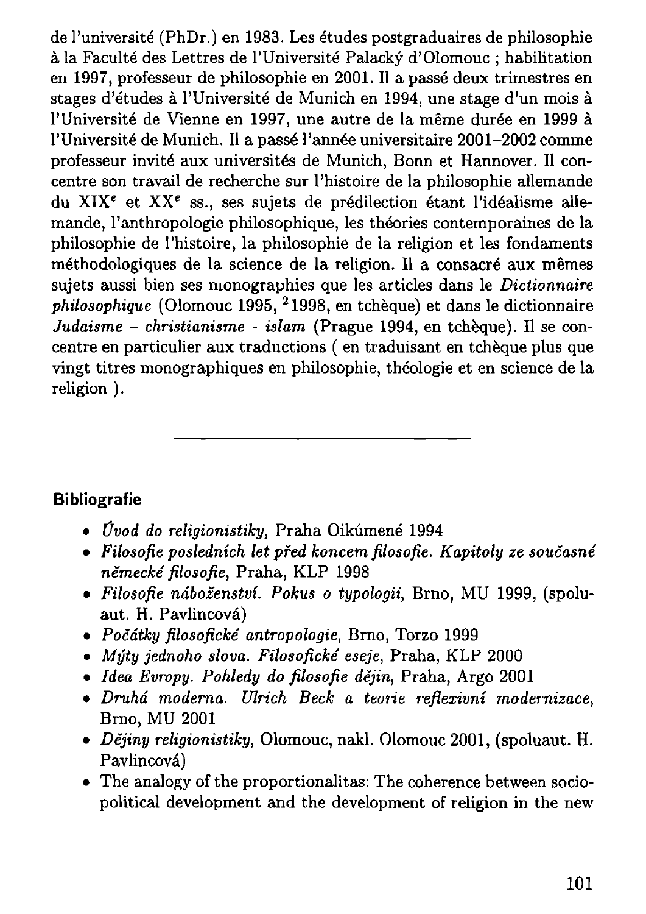de l'université (PhDr.) en 1983. Les études postgraduaires de philosophie à la Faculté des Lettres de l'Université Palacký d'Olomouc ; habilitation en 1997, professeur de philosophie en 2001. Il a passé deux trimestres en stages d'études à l'Université de Munich en 1994, une stage d'un mois à l'Université de Vienne en 1997, une autre de la même durée en 1999 à l'Université de Munich. Il a passé l'année universitaire 2001–2002 comme professeur invité aux universités de Munich, Bonn et Hannover. Il concentre son travail de recherche sur l'histoire de la philosophie allemande du XIX$^e$ et XX$^e$ ss., ses sujets de prédilection étant l'idéalisme allemande, l'anthropologie philosophique, les théories contemporaines de la philosophie de l'histoire, la philosophie de la religion et les fondaments méthodologiques de la science de la religion. Il a consacré aux mêmes sujets aussi bien ses monographies que les articles dans le *Dictionnaire philosophique* (Olomouc 1995, [2]1998, en tchèque) et dans le dictionnaire *Judaisme – christianisme - islam* (Prague 1994, en tchèque). Il se concentre en particulier aux traductions ( en traduisant en tchèque plus que vingt titres monographiques en philosophie, théologie et en science de la religion ).

---

**Bibliografie**

- *Úvod do religionistiky*, Praha Oikúmené 1994
- *Filosofie posledních let před koncem filosofie. Kapitoly ze současné německé filosofie*, Praha, KLP 1998
- *Filosofie náboženství. Pokus o typologii*, Brno, MU 1999, (spoluaut. H. Pavlincová)
- *Počátky filosofické antropologie*, Brno, Torzo 1999
- *Mýty jednoho slova. Filosofické eseje*, Praha, KLP 2000
- *Idea Evropy. Pohledy do filosofie dějin*, Praha, Argo 2001
- *Druhá moderna. Ulrich Beck a teorie reflexivní modernizace*, Brno, MU 2001
- *Dějiny religionistiky*, Olomouc, nakl. Olomouc 2001, (spoluaut. H. Pavlincová)
- The analogy of the proportionalitas: The coherence between sociopolitical development and the development of religion in the new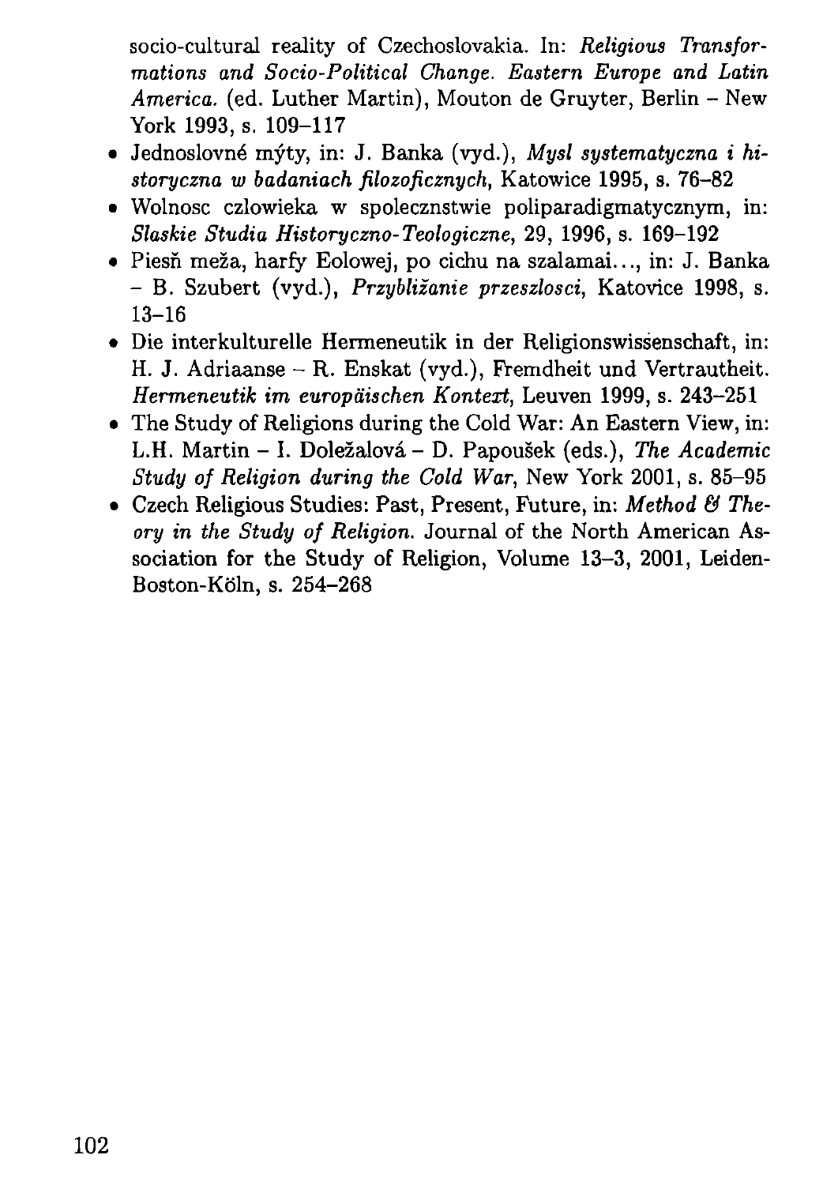socio-cultural reality of Czechoslovakia. In: *Religious Transformations and Socio-Political Change. Eastern Europe and Latin America.* (ed. Luther Martin), Mouton de Gruyter, Berlin – New York 1993, s. 109–117

- Jednoslovné mýty, in: J. Banka (vyd.), *Mysl systematyczna i historyczna w badaniach filozoficznych*, Katowice 1995, s. 76–82
- Wolnosc czlowieka w spoleczenstwie poliparadigmatycznym, in: *Slaskie Studia Historyczno-Teologiczne*, 29, 1996, s. 169–192
- Piesň meža, harfy Eolowej, po cichu na szalamai..., in: J. Banka – B. Szubert (vyd.), *Przybližanie przeszlosci*, Katovice 1998, s. 13–16
- Die interkulturelle Hermeneutik in der Religionswissenschaft, in: H. J. Adriaanse – R. Enskat (vyd.), Fremdheit und Vertrautheit. *Hermeneutik im europäischen Kontext*, Leuven 1999, s. 243–251
- The Study of Religions during the Cold War: An Eastern View, in: L.H. Martin – I. Doležalová – D. Papoušek (eds.), *The Academic Study of Religion during the Cold War*, New York 2001, s. 85–95
- Czech Religious Studies: Past, Present, Future, in: *Method & Theory in the Study of Religion.* Journal of the North American Association for the Study of Religion, Volume 13–3, 2001, Leiden-Boston-Köln, s. 254–268